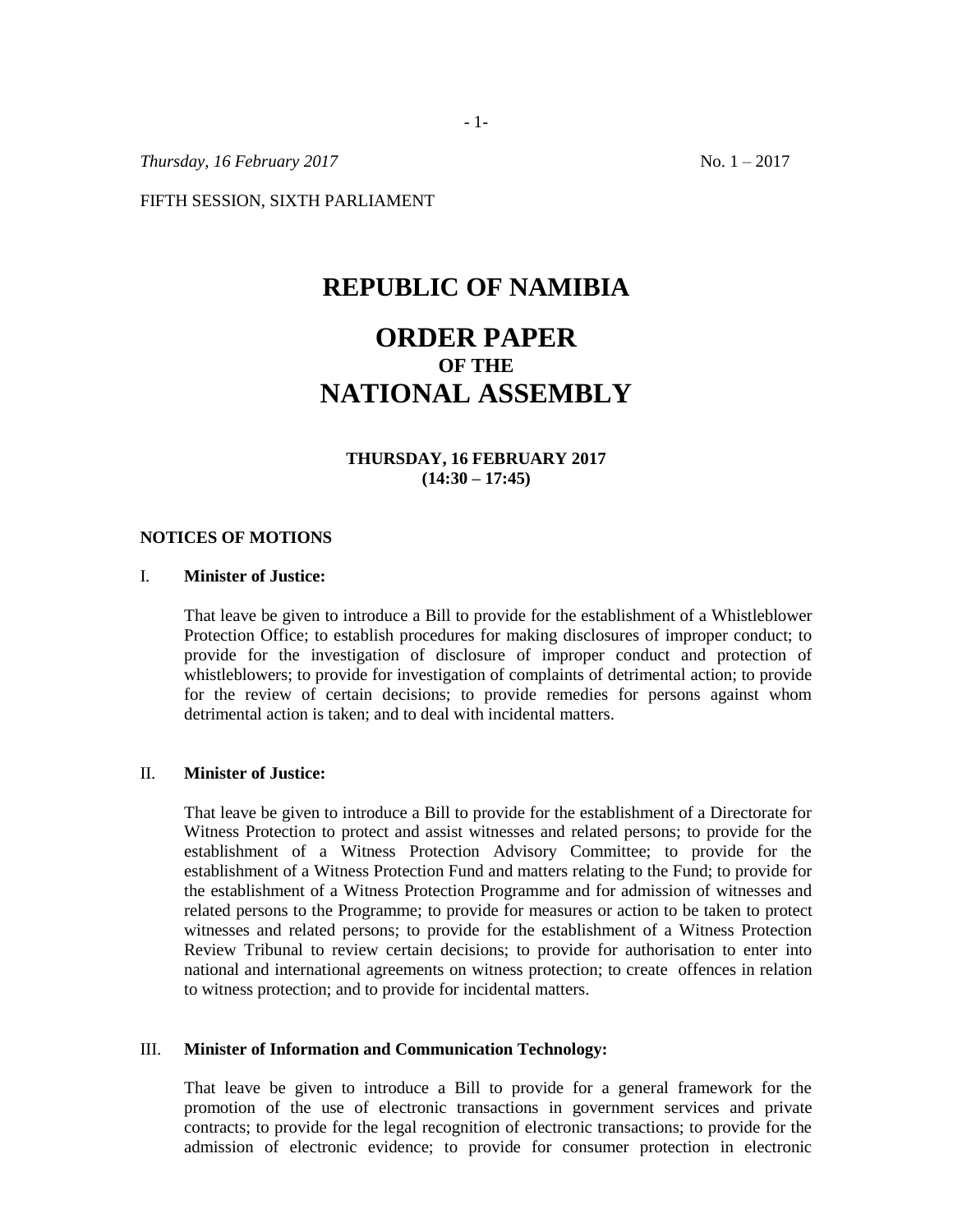*Thursday, 16 February 2017* No. 1 – 2017

FIFTH SESSION, SIXTH PARLIAMENT

# REPUBLIC OF NAMIBIA

# ORDER PAPER
### OF THE
# NATIONAL ASSEMBLY

**THURSDAY, 16 FEBRUARY 2017**
**(14:30 – 17:45)**

**NOTICES OF MOTIONS**

I. **Minister of Justice:**

That leave be given to introduce a Bill to provide for the establishment of a Whistleblower Protection Office; to establish procedures for making disclosures of improper conduct; to provide for the investigation of disclosure of improper conduct and protection of whistleblowers; to provide for investigation of complaints of detrimental action; to provide for the review of certain decisions; to provide remedies for persons against whom detrimental action is taken; and to deal with incidental matters.

II. **Minister of Justice:**

That leave be given to introduce a Bill to provide for the establishment of a Directorate for Witness Protection to protect and assist witnesses and related persons; to provide for the establishment of a Witness Protection Advisory Committee; to provide for the establishment of a Witness Protection Fund and matters relating to the Fund; to provide for the establishment of a Witness Protection Programme and for admission of witnesses and related persons to the Programme; to provide for measures or action to be taken to protect witnesses and related persons; to provide for the establishment of a Witness Protection Review Tribunal to review certain decisions; to provide for authorisation to enter into national and international agreements on witness protection; to create offences in relation to witness protection; and to provide for incidental matters.

III. **Minister of Information and Communication Technology:**

That leave be given to introduce a Bill to provide for a general framework for the promotion of the use of electronic transactions in government services and private contracts; to provide for the legal recognition of electronic transactions; to provide for the admission of electronic evidence; to provide for consumer protection in electronic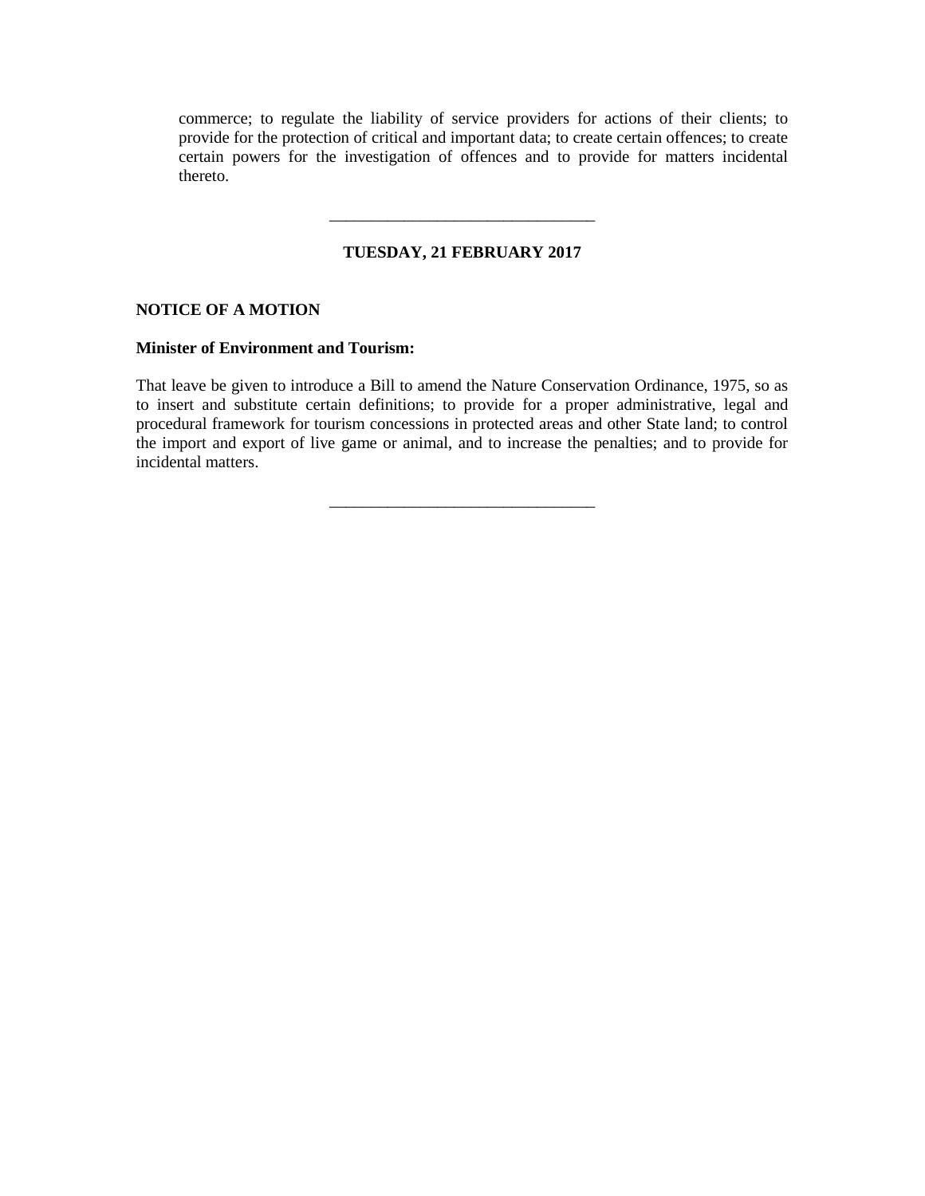commerce; to regulate the liability of service providers for actions of their clients; to provide for the protection of critical and important data; to create certain offences; to create certain powers for the investigation of offences and to provide for matters incidental thereto.

---

**TUESDAY, 21 FEBRUARY 2017**

**NOTICE OF A MOTION**

**Minister of Environment and Tourism:**

That leave be given to introduce a Bill to amend the Nature Conservation Ordinance, 1975, so as to insert and substitute certain definitions; to provide for a proper administrative, legal and procedural framework for tourism concessions in protected areas and other State land; to control the import and export of live game or animal, and to increase the penalties; and to provide for incidental matters.

---